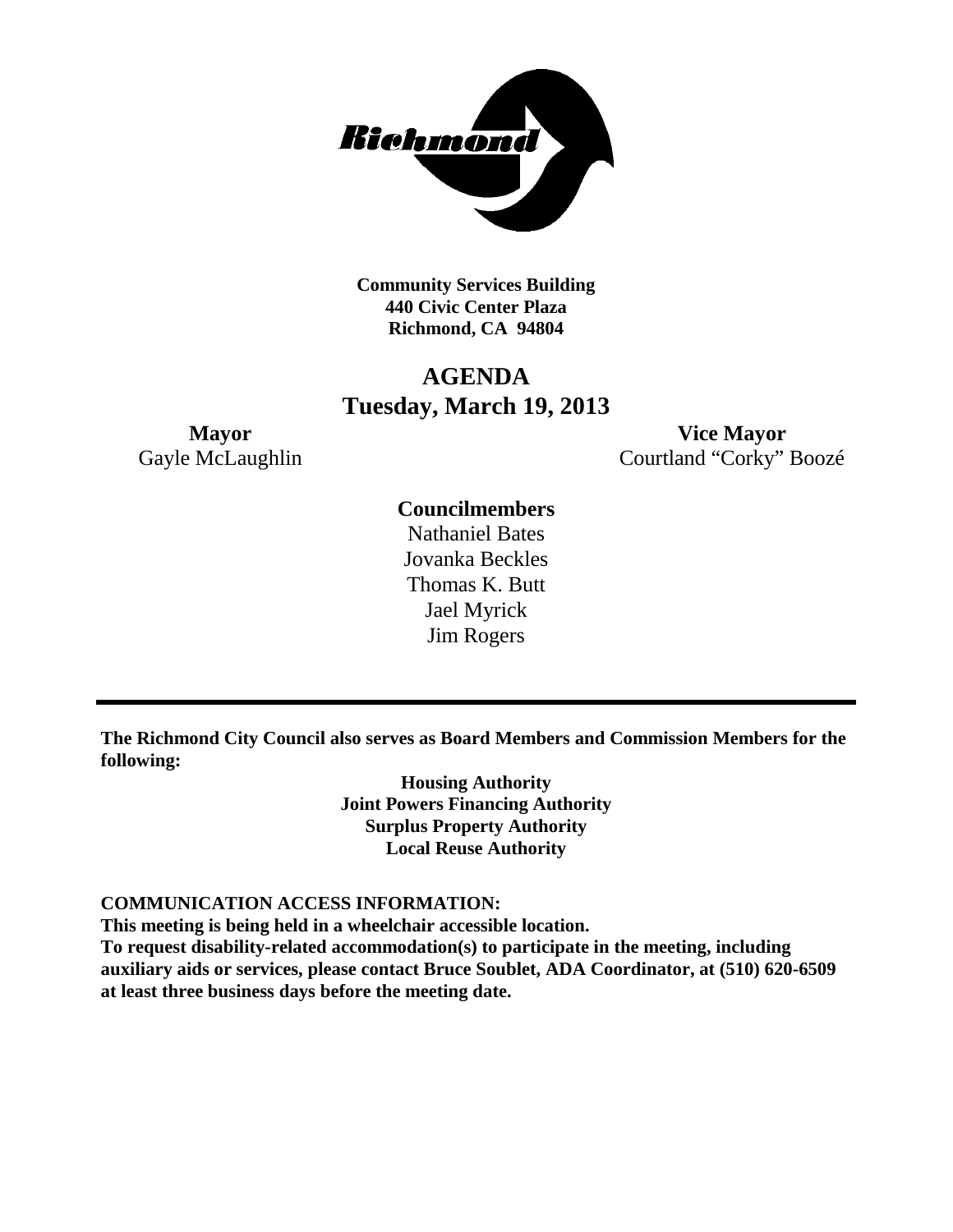**Community Services Building**
**440 Civic Center Plaza**
**Richmond, CA 94804**

# AGENDA
# Tuesday, March 19, 2013

**Mayor**
Gayle McLaughlin

**Vice Mayor**
Courtland "Corky" Boozé

**Councilmembers**
Nathaniel Bates
Jovanka Beckles
Thomas K. Butt
Jael Myrick
Jim Rogers

---

**The Richmond City Council also serves as Board Members and Commission Members for the following:**

**Housing Authority**
**Joint Powers Financing Authority**
**Surplus Property Authority**
**Local Reuse Authority**

**COMMUNICATION ACCESS INFORMATION:**
**This meeting is being held in a wheelchair accessible location.**
**To request disability-related accommodation(s) to participate in the meeting, including auxiliary aids or services, please contact Bruce Soublet, ADA Coordinator, at (510) 620-6509 at least three business days before the meeting date.**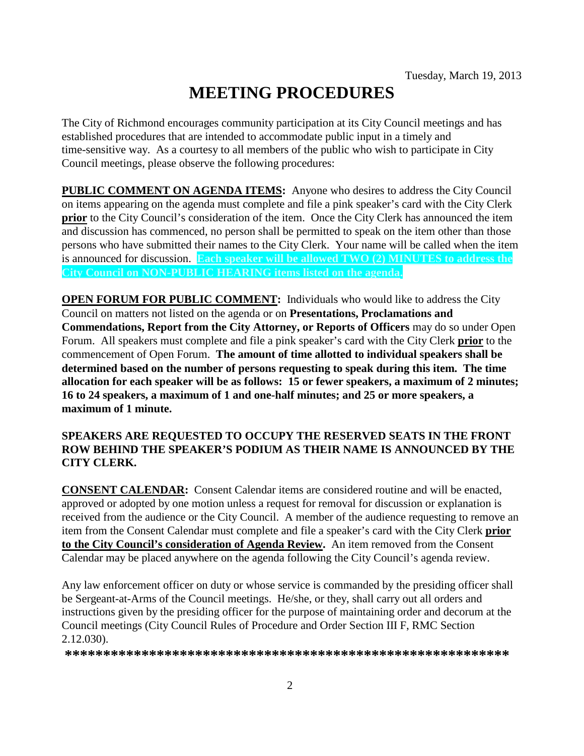Tuesday, March 19, 2013

# MEETING PROCEDURES

The City of Richmond encourages community participation at its City Council meetings and has established procedures that are intended to accommodate public input in a timely and time-sensitive way. As a courtesy to all members of the public who wish to participate in City Council meetings, please observe the following procedures:

**PUBLIC COMMENT ON AGENDA ITEMS:** Anyone who desires to address the City Council on items appearing on the agenda must complete and file a pink speaker's card with the City Clerk **prior** to the City Council's consideration of the item. Once the City Clerk has announced the item and discussion has commenced, no person shall be permitted to speak on the item other than those persons who have submitted their names to the City Clerk. Your name will be called when the item is announced for discussion. **Each speaker will be allowed TWO (2) MINUTES to address the City Council on NON-PUBLIC HEARING items listed on the agenda.**

**OPEN FORUM FOR PUBLIC COMMENT:** Individuals who would like to address the City Council on matters not listed on the agenda or on **Presentations, Proclamations and Commendations, Report from the City Attorney, or Reports of Officers** may do so under Open Forum. All speakers must complete and file a pink speaker's card with the City Clerk **prior** to the commencement of Open Forum. **The amount of time allotted to individual speakers shall be determined based on the number of persons requesting to speak during this item. The time allocation for each speaker will be as follows: 15 or fewer speakers, a maximum of 2 minutes; 16 to 24 speakers, a maximum of 1 and one-half minutes; and 25 or more speakers, a maximum of 1 minute.**

**SPEAKERS ARE REQUESTED TO OCCUPY THE RESERVED SEATS IN THE FRONT ROW BEHIND THE SPEAKER'S PODIUM AS THEIR NAME IS ANNOUNCED BY THE CITY CLERK.**

**CONSENT CALENDAR:** Consent Calendar items are considered routine and will be enacted, approved or adopted by one motion unless a request for removal for discussion or explanation is received from the audience or the City Council. A member of the audience requesting to remove an item from the Consent Calendar must complete and file a speaker's card with the City Clerk **prior to the City Council's consideration of Agenda Review.** An item removed from the Consent Calendar may be placed anywhere on the agenda following the City Council's agenda review.

Any law enforcement officer on duty or whose service is commanded by the presiding officer shall be Sergeant-at-Arms of the Council meetings. He/she, or they, shall carry out all orders and instructions given by the presiding officer for the purpose of maintaining order and decorum at the Council meetings (City Council Rules of Procedure and Order Section III F, RMC Section 2.12.030).

**\*\*\*\*\*\*\*\*\*\*\*\*\*\*\*\*\*\*\*\*\*\*\*\*\*\*\*\*\*\*\*\*\*\*\*\*\*\*\*\*\*\*\*\*\*\*\*\*\*\*\*\*\*\*\*\*\*\*\*\*\*\***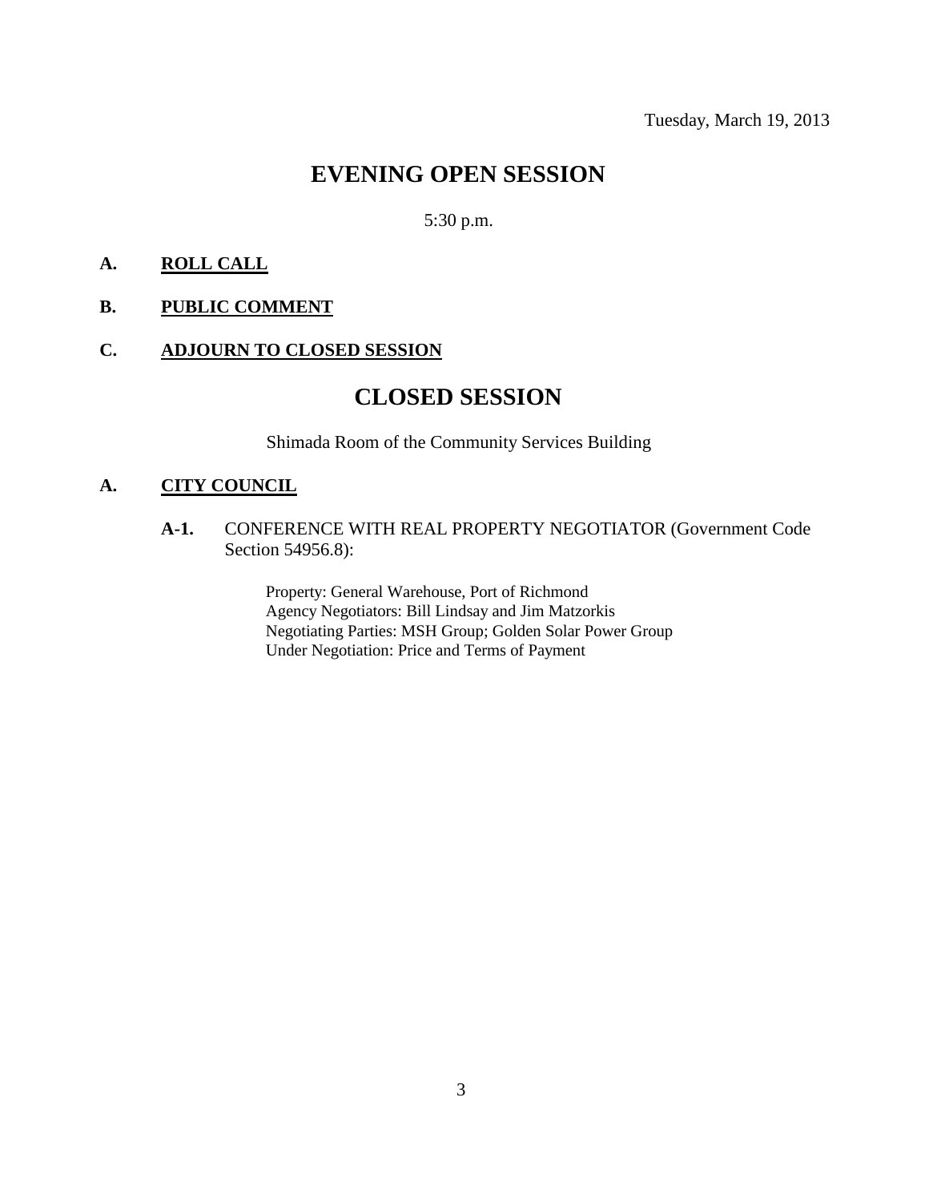Tuesday, March 19, 2013

# EVENING OPEN SESSION

5:30 p.m.

**A. <u>ROLL CALL</u>**

**B. <u>PUBLIC COMMENT</u>**

**C. <u>ADJOURN TO CLOSED SESSION</u>**

# CLOSED SESSION

Shimada Room of the Community Services Building

**A. <u>CITY COUNCIL</u>**

**A-1.** CONFERENCE WITH REAL PROPERTY NEGOTIATOR (Government Code Section 54956.8):

Property: General Warehouse, Port of Richmond
Agency Negotiators: Bill Lindsay and Jim Matzorkis
Negotiating Parties: MSH Group; Golden Solar Power Group
Under Negotiation: Price and Terms of Payment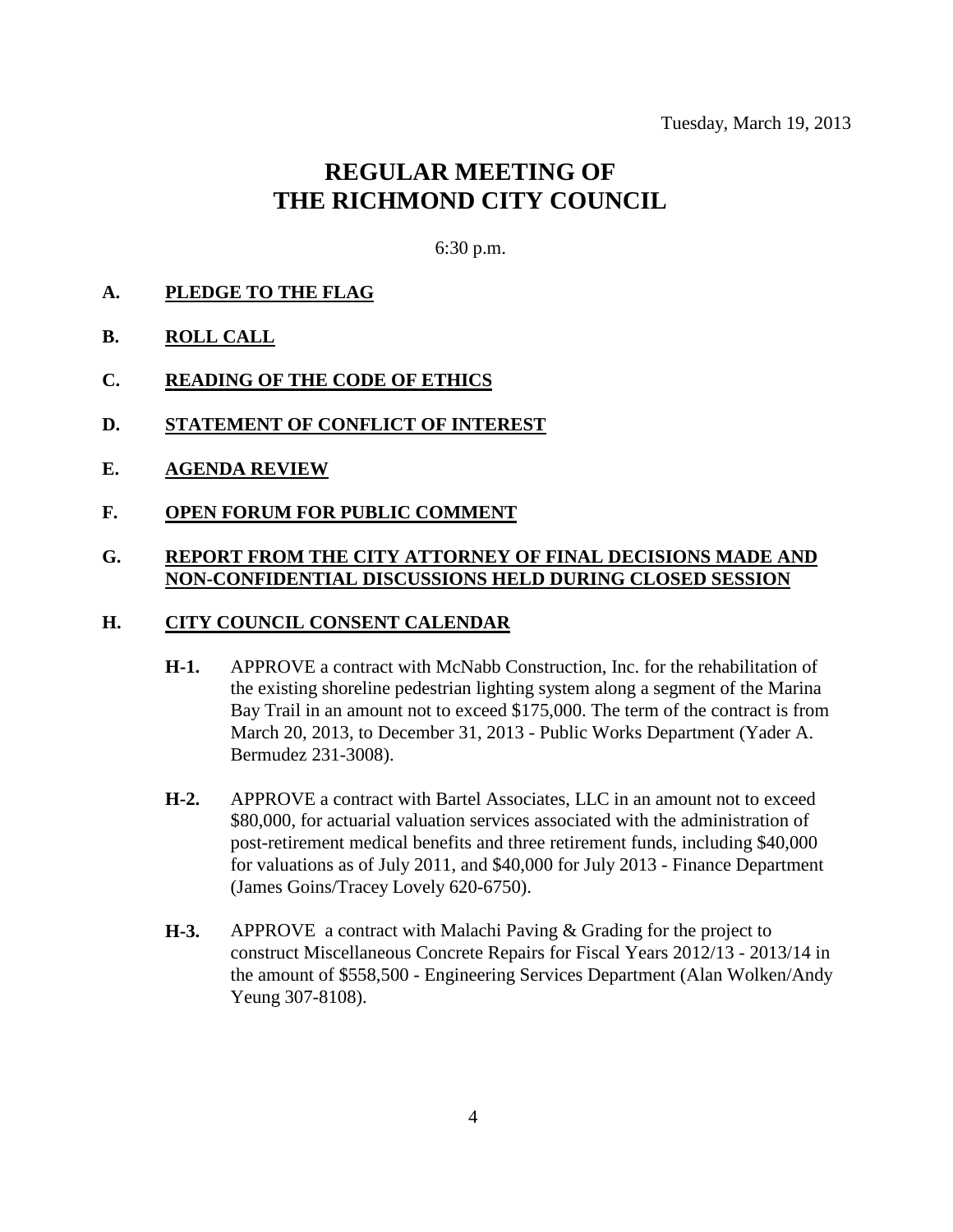Tuesday, March 19, 2013

# REGULAR MEETING OF THE RICHMOND CITY COUNCIL

6:30 p.m.

**A. PLEDGE TO THE FLAG**

**B. ROLL CALL**

**C. READING OF THE CODE OF ETHICS**

**D. STATEMENT OF CONFLICT OF INTEREST**

**E. AGENDA REVIEW**

**F. OPEN FORUM FOR PUBLIC COMMENT**

**G. REPORT FROM THE CITY ATTORNEY OF FINAL DECISIONS MADE AND NON-CONFIDENTIAL DISCUSSIONS HELD DURING CLOSED SESSION**

**H. CITY COUNCIL CONSENT CALENDAR**

**H-1.** APPROVE a contract with McNabb Construction, Inc. for the rehabilitation of the existing shoreline pedestrian lighting system along a segment of the Marina Bay Trail in an amount not to exceed $175,000. The term of the contract is from March 20, 2013, to December 31, 2013 - Public Works Department (Yader A. Bermudez 231-3008).

**H-2.** APPROVE a contract with Bartel Associates, LLC in an amount not to exceed $80,000, for actuarial valuation services associated with the administration of post-retirement medical benefits and three retirement funds, including $40,000 for valuations as of July 2011, and $40,000 for July 2013 - Finance Department (James Goins/Tracey Lovely 620-6750).

**H-3.** APPROVE a contract with Malachi Paving & Grading for the project to construct Miscellaneous Concrete Repairs for Fiscal Years 2012/13 - 2013/14 in the amount of $558,500 - Engineering Services Department (Alan Wolken/Andy Yeung 307-8108).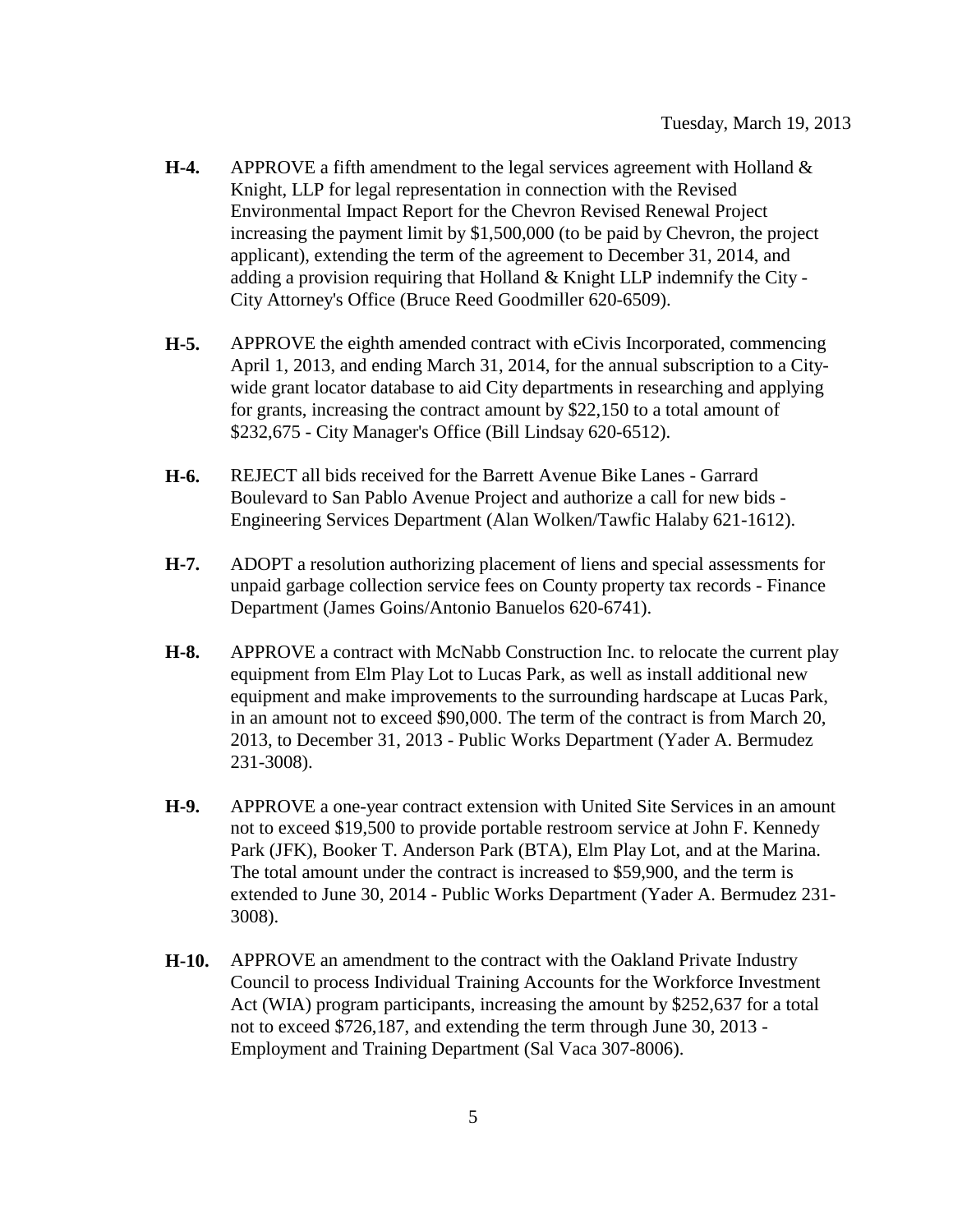Tuesday, March 19, 2013

**H-4.** APPROVE a fifth amendment to the legal services agreement with Holland & Knight, LLP for legal representation in connection with the Revised Environmental Impact Report for the Chevron Revised Renewal Project increasing the payment limit by $1,500,000 (to be paid by Chevron, the project applicant), extending the term of the agreement to December 31, 2014, and adding a provision requiring that Holland & Knight LLP indemnify the City - City Attorney's Office (Bruce Reed Goodmiller 620-6509).

**H-5.** APPROVE the eighth amended contract with eCivis Incorporated, commencing April 1, 2013, and ending March 31, 2014, for the annual subscription to a City-wide grant locator database to aid City departments in researching and applying for grants, increasing the contract amount by $22,150 to a total amount of $232,675 - City Manager's Office (Bill Lindsay 620-6512).

**H-6.** REJECT all bids received for the Barrett Avenue Bike Lanes - Garrard Boulevard to San Pablo Avenue Project and authorize a call for new bids - Engineering Services Department (Alan Wolken/Tawfic Halaby 621-1612).

**H-7.** ADOPT a resolution authorizing placement of liens and special assessments for unpaid garbage collection service fees on County property tax records - Finance Department (James Goins/Antonio Banuelos 620-6741).

**H-8.** APPROVE a contract with McNabb Construction Inc. to relocate the current play equipment from Elm Play Lot to Lucas Park, as well as install additional new equipment and make improvements to the surrounding hardscape at Lucas Park, in an amount not to exceed $90,000. The term of the contract is from March 20, 2013, to December 31, 2013 - Public Works Department (Yader A. Bermudez 231-3008).

**H-9.** APPROVE a one-year contract extension with United Site Services in an amount not to exceed $19,500 to provide portable restroom service at John F. Kennedy Park (JFK), Booker T. Anderson Park (BTA), Elm Play Lot, and at the Marina. The total amount under the contract is increased to $59,900, and the term is extended to June 30, 2014 - Public Works Department (Yader A. Bermudez 231-3008).

**H-10.** APPROVE an amendment to the contract with the Oakland Private Industry Council to process Individual Training Accounts for the Workforce Investment Act (WIA) program participants, increasing the amount by $252,637 for a total not to exceed $726,187, and extending the term through June 30, 2013 - Employment and Training Department (Sal Vaca 307-8006).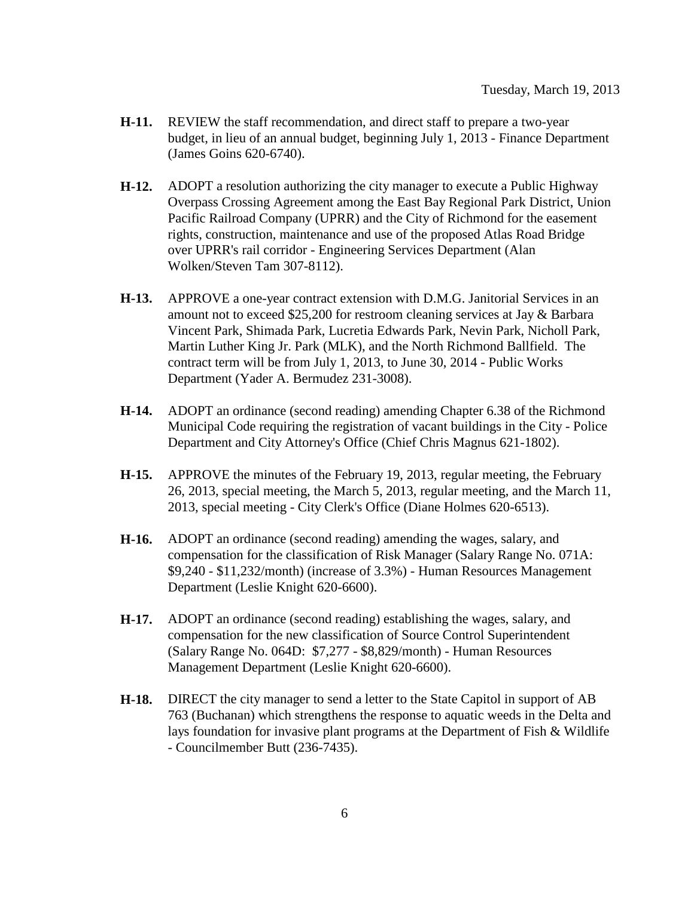**H-11.** REVIEW the staff recommendation, and direct staff to prepare a two-year budget, in lieu of an annual budget, beginning July 1, 2013 - Finance Department (James Goins 620-6740).

**H-12.** ADOPT a resolution authorizing the city manager to execute a Public Highway Overpass Crossing Agreement among the East Bay Regional Park District, Union Pacific Railroad Company (UPRR) and the City of Richmond for the easement rights, construction, maintenance and use of the proposed Atlas Road Bridge over UPRR's rail corridor - Engineering Services Department (Alan Wolken/Steven Tam 307-8112).

**H-13.** APPROVE a one-year contract extension with D.M.G. Janitorial Services in an amount not to exceed $25,200 for restroom cleaning services at Jay & Barbara Vincent Park, Shimada Park, Lucretia Edwards Park, Nevin Park, Nicholl Park, Martin Luther King Jr. Park (MLK), and the North Richmond Ballfield. The contract term will be from July 1, 2013, to June 30, 2014 - Public Works Department (Yader A. Bermudez 231-3008).

**H-14.** ADOPT an ordinance (second reading) amending Chapter 6.38 of the Richmond Municipal Code requiring the registration of vacant buildings in the City - Police Department and City Attorney's Office (Chief Chris Magnus 621-1802).

**H-15.** APPROVE the minutes of the February 19, 2013, regular meeting, the February 26, 2013, special meeting, the March 5, 2013, regular meeting, and the March 11, 2013, special meeting - City Clerk's Office (Diane Holmes 620-6513).

**H-16.** ADOPT an ordinance (second reading) amending the wages, salary, and compensation for the classification of Risk Manager (Salary Range No. 071A: $9,240 - $11,232/month) (increase of 3.3%) - Human Resources Management Department (Leslie Knight 620-6600).

**H-17.** ADOPT an ordinance (second reading) establishing the wages, salary, and compensation for the new classification of Source Control Superintendent (Salary Range No. 064D: $7,277 - $8,829/month) - Human Resources Management Department (Leslie Knight 620-6600).

**H-18.** DIRECT the city manager to send a letter to the State Capitol in support of AB 763 (Buchanan) which strengthens the response to aquatic weeds in the Delta and lays foundation for invasive plant programs at the Department of Fish & Wildlife - Councilmember Butt (236-7435).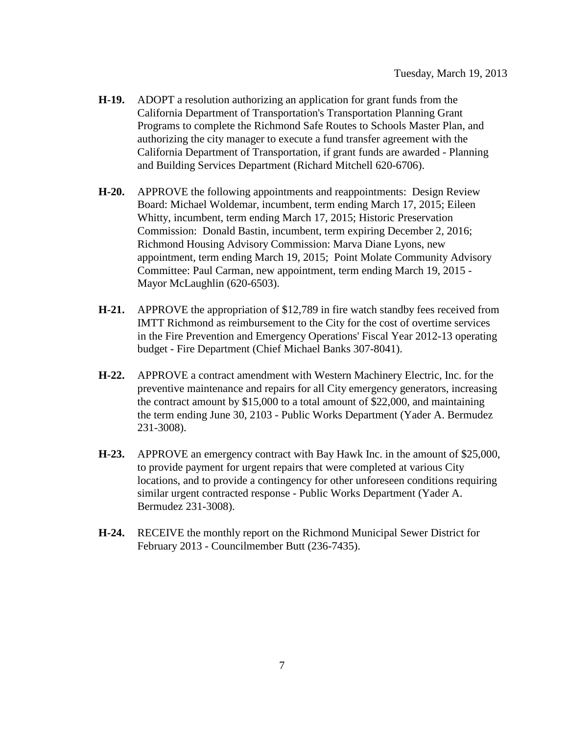Tuesday, March 19, 2013

**H-19.** ADOPT a resolution authorizing an application for grant funds from the California Department of Transportation's Transportation Planning Grant Programs to complete the Richmond Safe Routes to Schools Master Plan, and authorizing the city manager to execute a fund transfer agreement with the California Department of Transportation, if grant funds are awarded - Planning and Building Services Department (Richard Mitchell 620-6706).

**H-20.** APPROVE the following appointments and reappointments: Design Review Board: Michael Woldemar, incumbent, term ending March 17, 2015; Eileen Whitty, incumbent, term ending March 17, 2015; Historic Preservation Commission: Donald Bastin, incumbent, term expiring December 2, 2016; Richmond Housing Advisory Commission: Marva Diane Lyons, new appointment, term ending March 19, 2015; Point Molate Community Advisory Committee: Paul Carman, new appointment, term ending March 19, 2015 - Mayor McLaughlin (620-6503).

**H-21.** APPROVE the appropriation of $12,789 in fire watch standby fees received from IMTT Richmond as reimbursement to the City for the cost of overtime services in the Fire Prevention and Emergency Operations' Fiscal Year 2012-13 operating budget - Fire Department (Chief Michael Banks 307-8041).

**H-22.** APPROVE a contract amendment with Western Machinery Electric, Inc. for the preventive maintenance and repairs for all City emergency generators, increasing the contract amount by $15,000 to a total amount of $22,000, and maintaining the term ending June 30, 2103 - Public Works Department (Yader A. Bermudez 231-3008).

**H-23.** APPROVE an emergency contract with Bay Hawk Inc. in the amount of $25,000, to provide payment for urgent repairs that were completed at various City locations, and to provide a contingency for other unforeseen conditions requiring similar urgent contracted response - Public Works Department (Yader A. Bermudez 231-3008).

**H-24.** RECEIVE the monthly report on the Richmond Municipal Sewer District for February 2013 - Councilmember Butt (236-7435).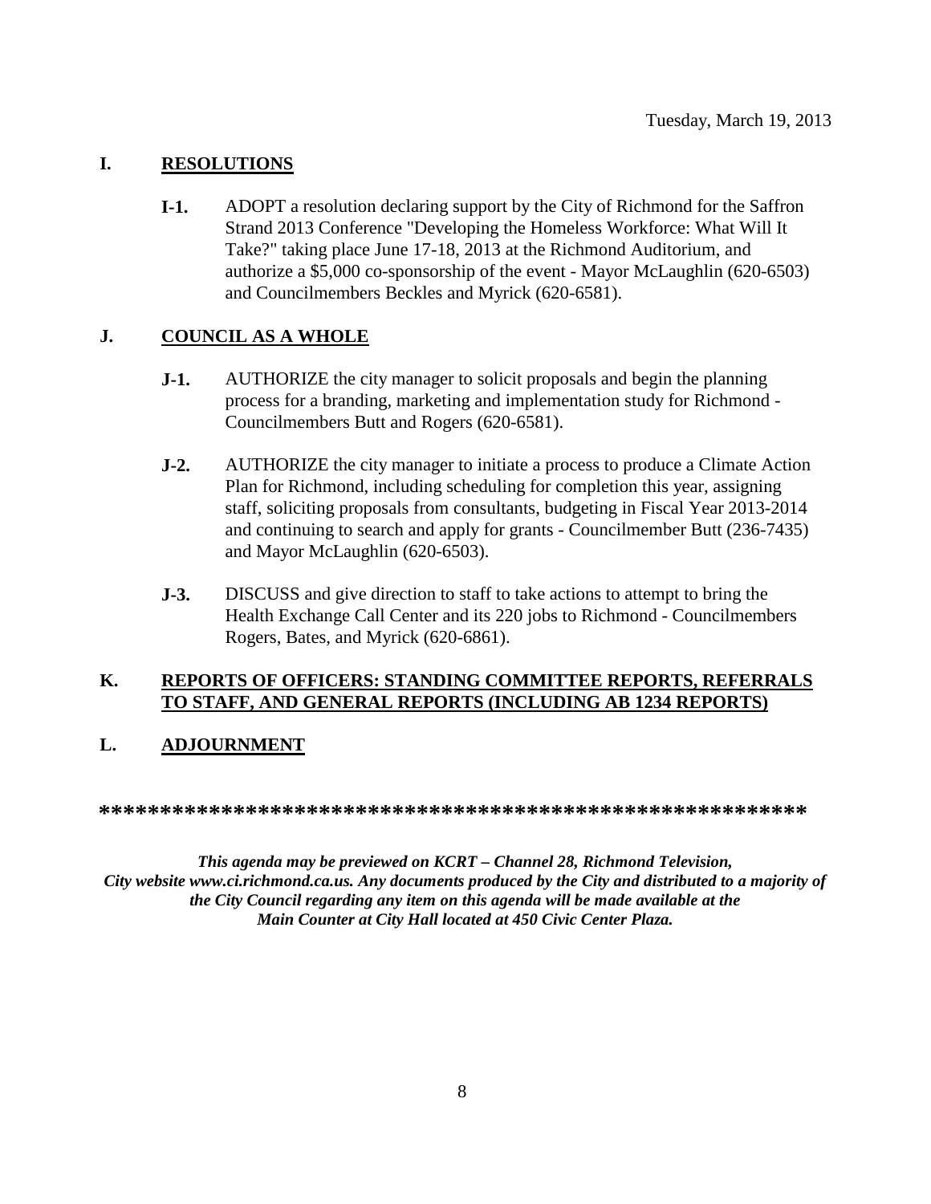Tuesday, March 19, 2013

## I. RESOLUTIONS

**I-1.** ADOPT a resolution declaring support by the City of Richmond for the Saffron Strand 2013 Conference "Developing the Homeless Workforce: What Will It Take?" taking place June 17-18, 2013 at the Richmond Auditorium, and authorize a $5,000 co-sponsorship of the event - Mayor McLaughlin (620-6503) and Councilmembers Beckles and Myrick (620-6581).

## J. COUNCIL AS A WHOLE

**J-1.** AUTHORIZE the city manager to solicit proposals and begin the planning process for a branding, marketing and implementation study for Richmond - Councilmembers Butt and Rogers (620-6581).

**J-2.** AUTHORIZE the city manager to initiate a process to produce a Climate Action Plan for Richmond, including scheduling for completion this year, assigning staff, soliciting proposals from consultants, budgeting in Fiscal Year 2013-2014 and continuing to search and apply for grants - Councilmember Butt (236-7435) and Mayor McLaughlin (620-6503).

**J-3.** DISCUSS and give direction to staff to take actions to attempt to bring the Health Exchange Call Center and its 220 jobs to Richmond - Councilmembers Rogers, Bates, and Myrick (620-6861).

## K. REPORTS OF OFFICERS: STANDING COMMITTEE REPORTS, REFERRALS TO STAFF, AND GENERAL REPORTS (INCLUDING AB 1234 REPORTS)

## L. ADJOURNMENT

**************************************************************

***This agenda may be previewed on KCRT – Channel 28, Richmond Television, City website www.ci.richmond.ca.us. Any documents produced by the City and distributed to a majority of the City Council regarding any item on this agenda will be made available at the Main Counter at City Hall located at 450 Civic Center Plaza.***